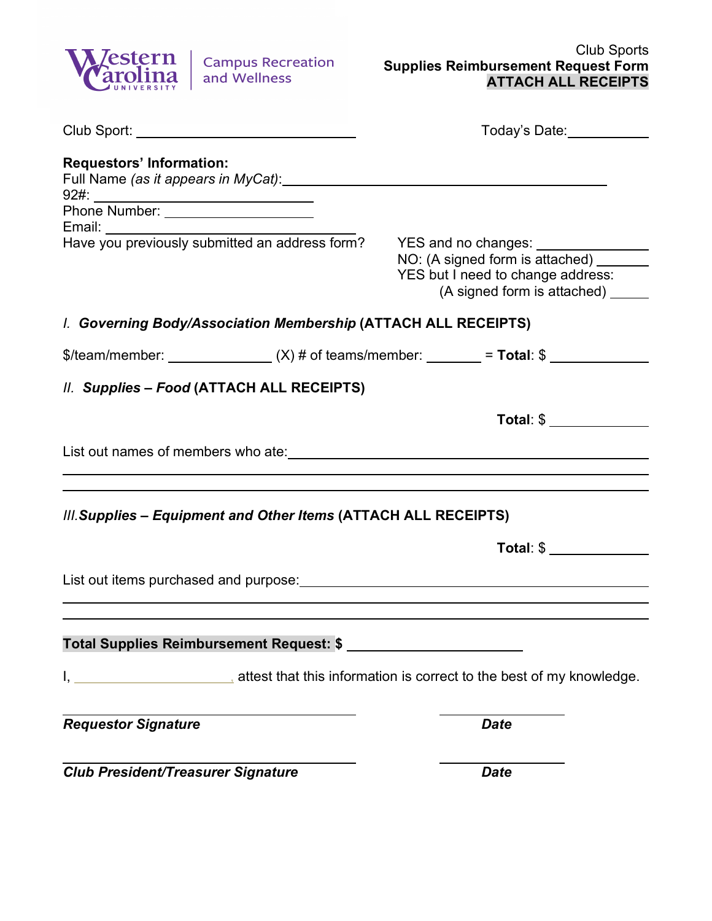Western Carolina University | Campus Recreation and Wellness

Club Sports
**Supplies Reimbursement Request Form**
**ATTACH ALL RECEIPTS**

Club Sport: ____________________________ Today's Date: __________

**Requestors' Information:**
Full Name *(as it appears in MyCat)*: ________________________________________
92#: ____________________
Phone Number: ____________________
Email: ____________________________
Have you previously submitted an address form?
YES and no changes: ____________
NO: (A signed form is attached) ________
YES but I need to change address: (A signed form is attached) _____

I. ***Governing Body/Association Membership*** **(ATTACH ALL RECEIPTS)**

$/team/member: ____________ (X) # of teams/member: _______ = **Total**: $ ____________

II. ***Supplies – Food*** **(ATTACH ALL RECEIPTS)**

**Total**: $ ____________

List out names of members who ate: ________________________________________
______________________________________________________________________
______________________________________________________________________

III. ***Supplies – Equipment and Other Items*** **(ATTACH ALL RECEIPTS)**

**Total**: $ ____________

List out items purchased and purpose: ________________________________________
______________________________________________________________________
______________________________________________________________________

**Total Supplies Reimbursement Request: $** ______________________

I, ______________________, attest that this information is correct to the best of my knowledge.

______________________________ ____________
***Requestor Signature*** ***Date***

______________________________ ____________
***Club President/Treasurer Signature*** ***Date***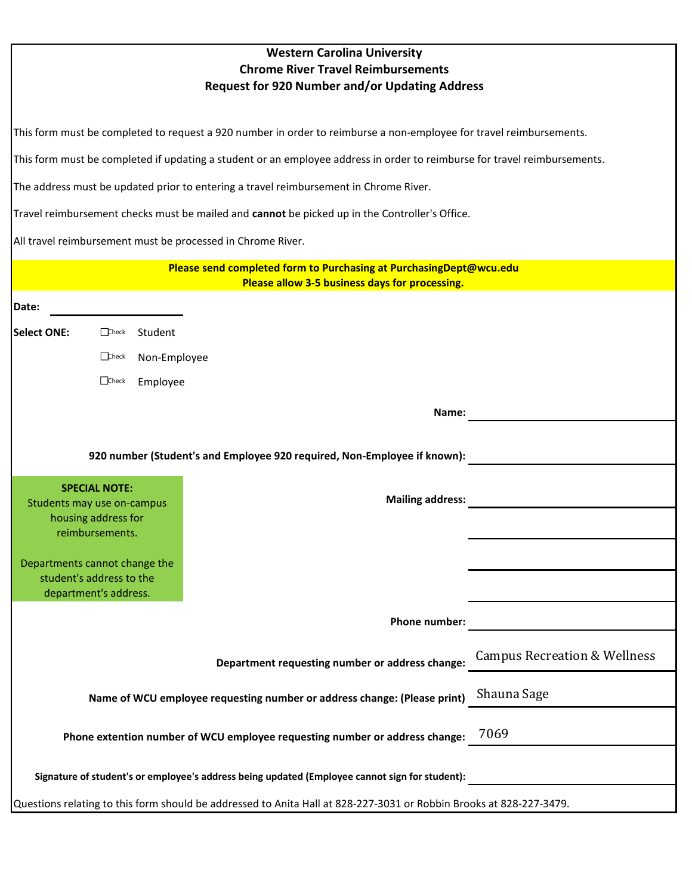# Western Carolina University
## Chrome River Travel Reimbursements
## Request for 920 Number and/or Updating Address

This form must be completed to request a 920 number in order to reimburse a non-employee for travel reimbursements.

This form must be completed if updating a student or an employee address in order to reimburse for travel reimbursements.

The address must be updated prior to entering a travel reimbursement in Chrome River.

Travel reimbursement checks must be mailed and **cannot** be picked up in the Controller's Office.

All travel reimbursement must be processed in Chrome River.

**Please send completed form to Purchasing at PurchasingDept@wcu.edu**
**Please allow 3-5 business days for processing.**

**Date:** ____________________

**Select ONE:**

- ☐ Student
- ☐ Non-Employee
- ☐ Employee

**Name:** ____________________

**920 number (Student's and Employee 920 required, Non-Employee if known):** ____________________

**SPECIAL NOTE:**
Students may use on-campus housing address for reimbursements.

Departments cannot change the student's address to the department's address.

**Mailing address:** ____________________

____________________

____________________

____________________

**Phone number:** ____________________

**Department requesting number or address change:** Campus Recreation & Wellness

**Name of WCU employee requesting number or address change: (Please print)** Shauna Sage

**Phone extention number of WCU employee requesting number or address change:** 7069

**Signature of student's or employee's address being updated (Employee cannot sign for student):** ____________________

Questions relating to this form should be addressed to Anita Hall at 828-227-3031 or Robbin Brooks at 828-227-3479.